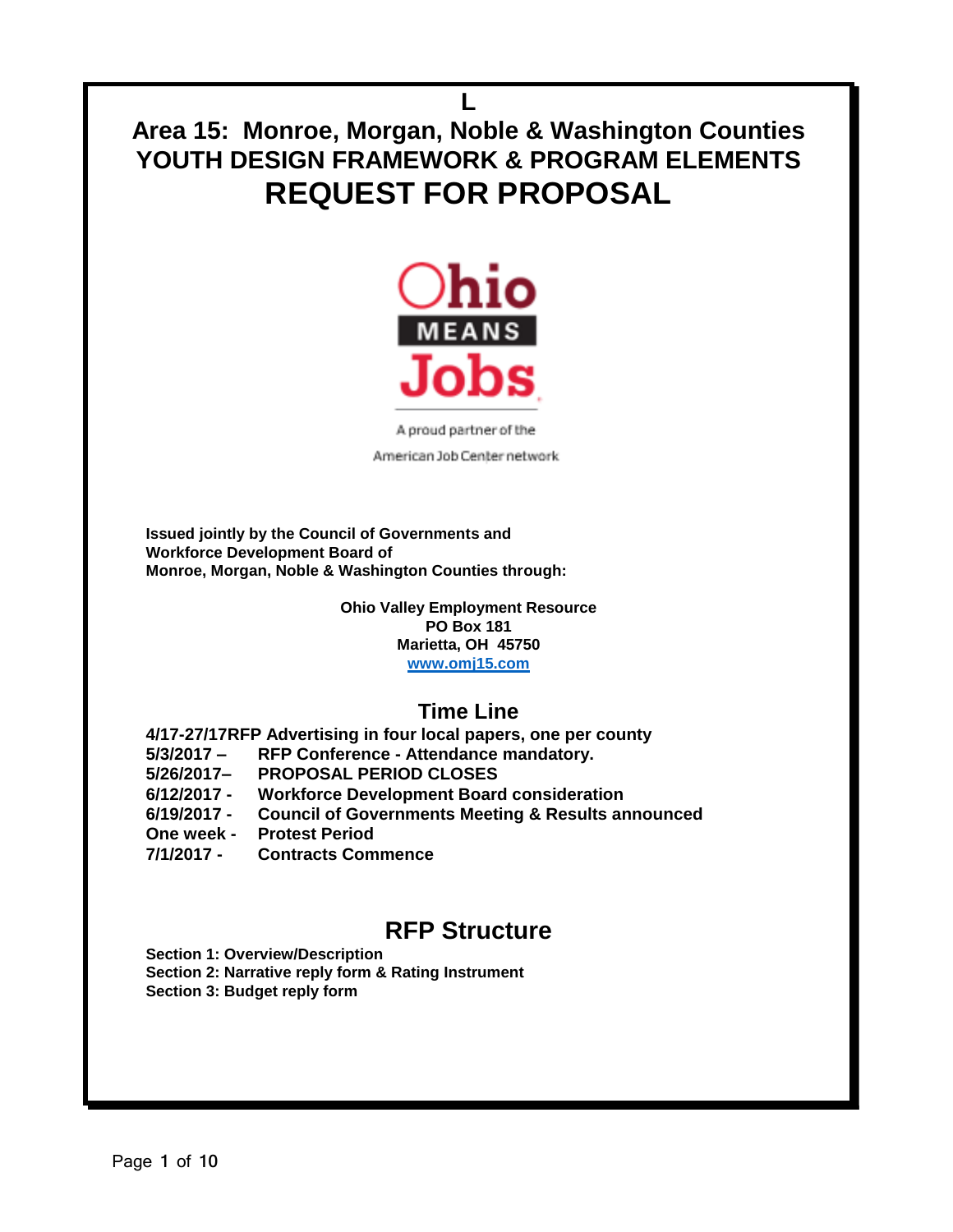L

# Area 15: Monroe, Morgan, Noble & Washington Counties
## YOUTH DESIGN FRAMEWORK & PROGRAM ELEMENTS
# REQUEST FOR PROPOSAL

Ohio MEANS Jobs

A proud partner of the American Job Center network

**Issued jointly by the Council of Governments and Workforce Development Board of Monroe, Morgan, Noble & Washington Counties through:**

**Ohio Valley Employment Resource**
**PO Box 181**
**Marietta, OH 45750**
**www.omj15.com**

## Time Line

**4/17-27/17 RFP Advertising in four local papers, one per county**
**5/3/2017 – RFP Conference - Attendance mandatory.**
**5/26/2017– PROPOSAL PERIOD CLOSES**
**6/12/2017 - Workforce Development Board consideration**
**6/19/2017 - Council of Governments Meeting & Results announced**
**One week - Protest Period**
**7/1/2017 - Contracts Commence**

## RFP Structure

**Section 1: Overview/Description**
**Section 2: Narrative reply form & Rating Instrument**
**Section 3: Budget reply form**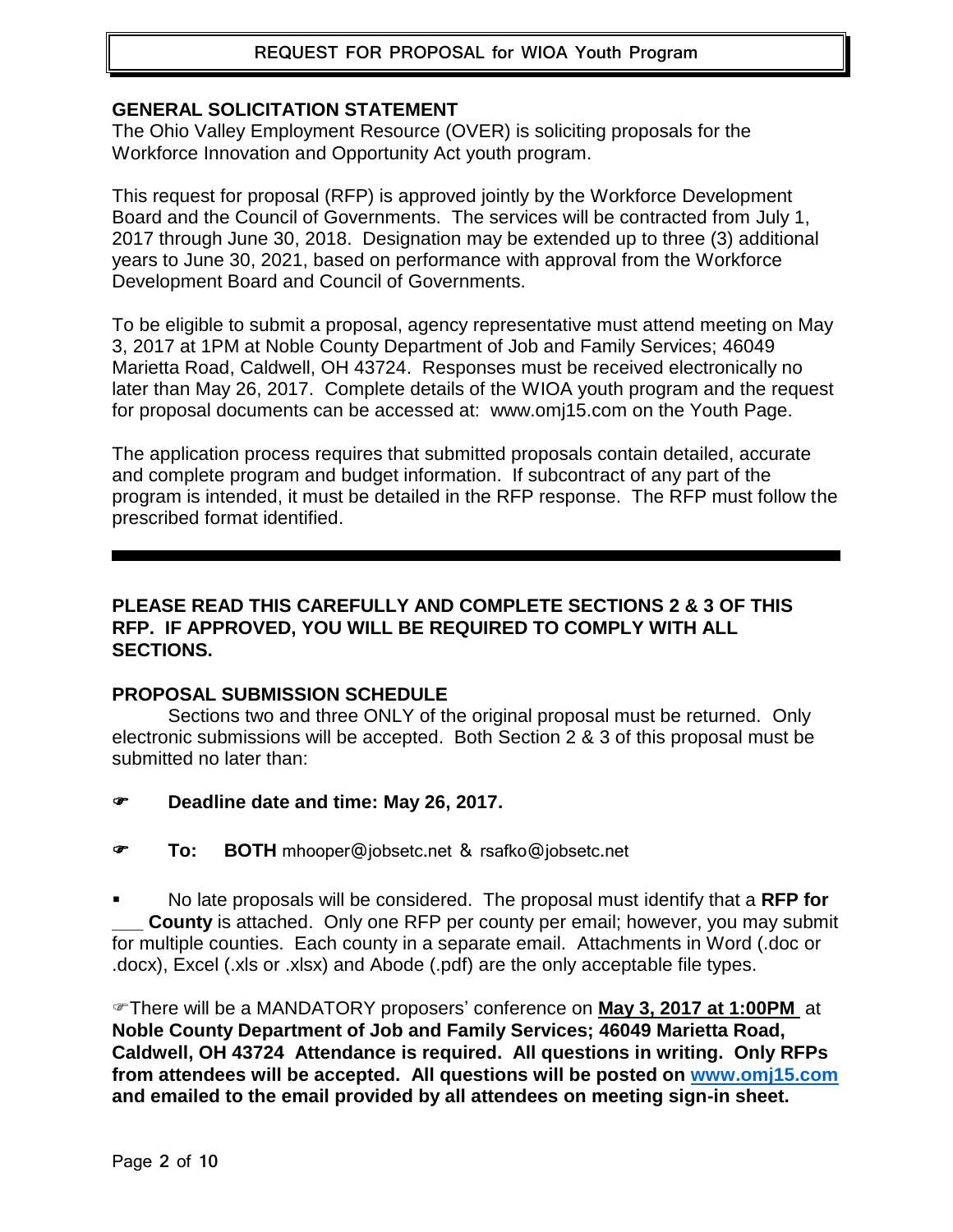# REQUEST FOR PROPOSAL for WIOA Youth Program

## GENERAL SOLICITATION STATEMENT

The Ohio Valley Employment Resource (OVER) is soliciting proposals for the Workforce Innovation and Opportunity Act youth program.

This request for proposal (RFP) is approved jointly by the Workforce Development Board and the Council of Governments. The services will be contracted from July 1, 2017 through June 30, 2018. Designation may be extended up to three (3) additional years to June 30, 2021, based on performance with approval from the Workforce Development Board and Council of Governments.

To be eligible to submit a proposal, agency representative must attend meeting on May 3, 2017 at 1PM at Noble County Department of Job and Family Services; 46049 Marietta Road, Caldwell, OH 43724. Responses must be received electronically no later than May 26, 2017. Complete details of the WIOA youth program and the request for proposal documents can be accessed at: www.omj15.com on the Youth Page.

The application process requires that submitted proposals contain detailed, accurate and complete program and budget information. If subcontract of any part of the program is intended, it must be detailed in the RFP response. The RFP must follow the prescribed format identified.

---

**PLEASE READ THIS CAREFULLY AND COMPLETE SECTIONS 2 & 3 OF THIS RFP. IF APPROVED, YOU WILL BE REQUIRED TO COMPLY WITH ALL SECTIONS.**

## PROPOSAL SUBMISSION SCHEDULE

Sections two and three ONLY of the original proposal must be returned. Only electronic submissions will be accepted. Both Section 2 & 3 of this proposal must be submitted no later than:

- ☞ **Deadline date and time: May 26, 2017.**
- ☞ **To: BOTH** mhooper@jobsetc.net & rsafko@jobsetc.net

- No late proposals will be considered. The proposal must identify that a **RFP for ___ County** is attached. Only one RFP per county per email; however, you may submit for multiple counties. Each county in a separate email. Attachments in Word (.doc or .docx), Excel (.xls or .xlsx) and Abode (.pdf) are the only acceptable file types.

☞There will be a MANDATORY proposers' conference on **May 3, 2017 at 1:00PM** at **Noble County Department of Job and Family Services; 46049 Marietta Road, Caldwell, OH 43724 Attendance is required. All questions in writing. Only RFPs from attendees will be accepted. All questions will be posted on www.omj15.com and emailed to the email provided by all attendees on meeting sign-in sheet.**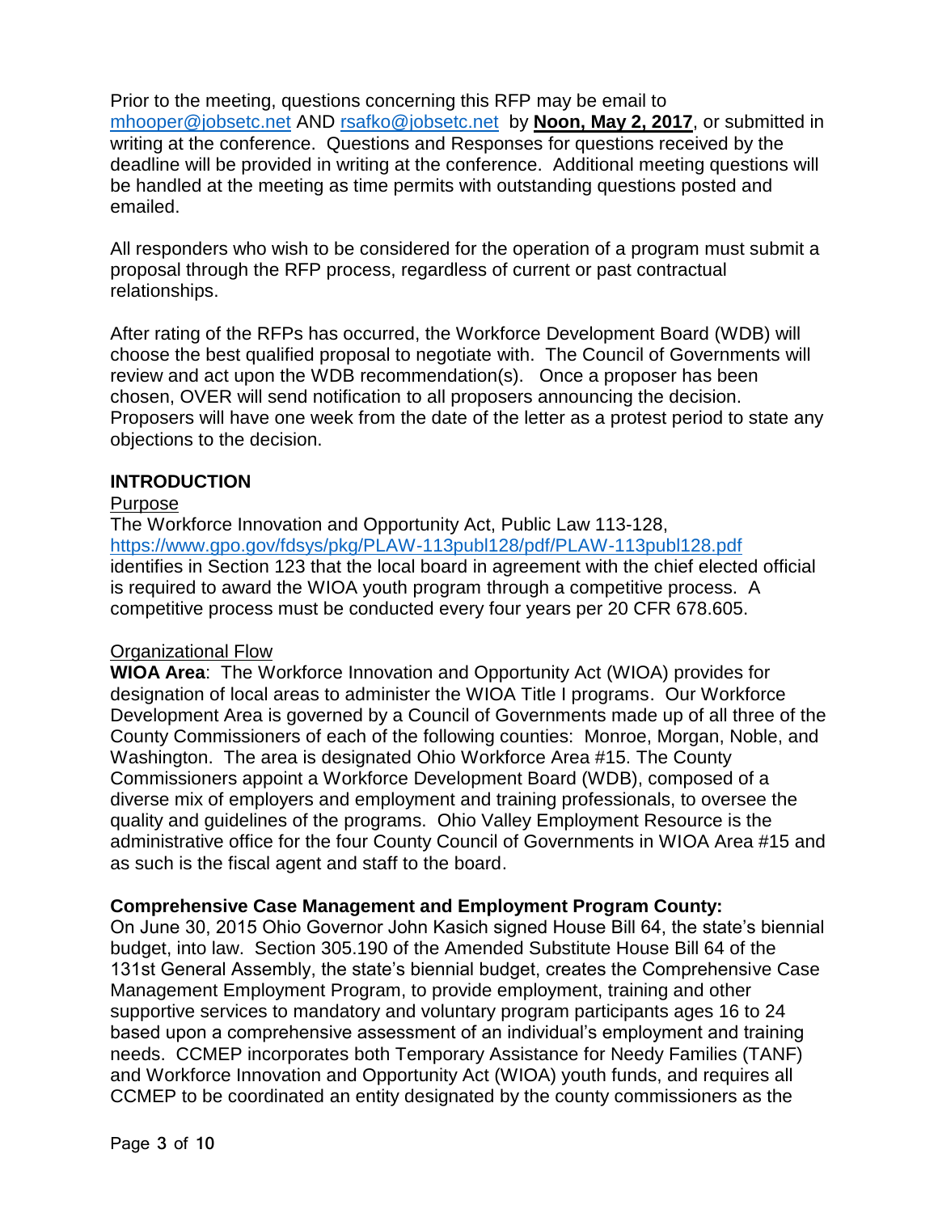Prior to the meeting, questions concerning this RFP may be email to [mhooper@jobsetc.net](mailto:mhooper@jobsetc.net) AND [rsafko@jobsetc.net](mailto:rsafko@jobsetc.net) by **Noon, May 2, 2017**, or submitted in writing at the conference. Questions and Responses for questions received by the deadline will be provided in writing at the conference. Additional meeting questions will be handled at the meeting as time permits with outstanding questions posted and emailed.

All responders who wish to be considered for the operation of a program must submit a proposal through the RFP process, regardless of current or past contractual relationships.

After rating of the RFPs has occurred, the Workforce Development Board (WDB) will choose the best qualified proposal to negotiate with. The Council of Governments will review and act upon the WDB recommendation(s). Once a proposer has been chosen, OVER will send notification to all proposers announcing the decision. Proposers will have one week from the date of the letter as a protest period to state any objections to the decision.

## INTRODUCTION

### Purpose

The Workforce Innovation and Opportunity Act, Public Law 113-128, https://www.gpo.gov/fdsys/pkg/PLAW-113publ128/pdf/PLAW-113publ128.pdf identifies in Section 123 that the local board in agreement with the chief elected official is required to award the WIOA youth program through a competitive process. A competitive process must be conducted every four years per 20 CFR 678.605.

### Organizational Flow

**WIOA Area**: The Workforce Innovation and Opportunity Act (WIOA) provides for designation of local areas to administer the WIOA Title I programs. Our Workforce Development Area is governed by a Council of Governments made up of all three of the County Commissioners of each of the following counties: Monroe, Morgan, Noble, and Washington. The area is designated Ohio Workforce Area #15. The County Commissioners appoint a Workforce Development Board (WDB), composed of a diverse mix of employers and employment and training professionals, to oversee the quality and guidelines of the programs. Ohio Valley Employment Resource is the administrative office for the four County Council of Governments in WIOA Area #15 and as such is the fiscal agent and staff to the board.

**Comprehensive Case Management and Employment Program County:**
On June 30, 2015 Ohio Governor John Kasich signed House Bill 64, the state's biennial budget, into law. Section 305.190 of the Amended Substitute House Bill 64 of the 131st General Assembly, the state's biennial budget, creates the Comprehensive Case Management Employment Program, to provide employment, training and other supportive services to mandatory and voluntary program participants ages 16 to 24 based upon a comprehensive assessment of an individual's employment and training needs. CCMEP incorporates both Temporary Assistance for Needy Families (TANF) and Workforce Innovation and Opportunity Act (WIOA) youth funds, and requires all CCMEP to be coordinated an entity designated by the county commissioners as the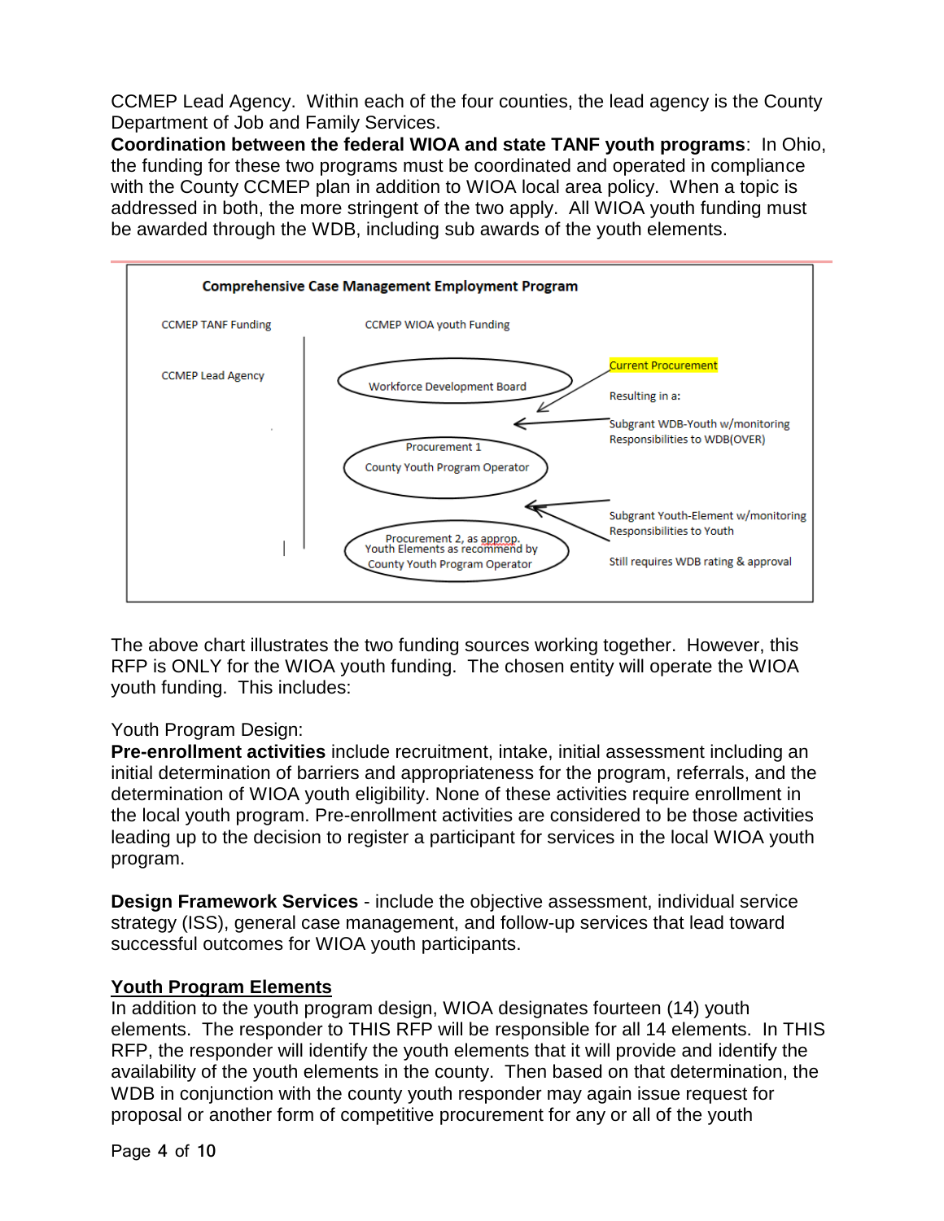CCMEP Lead Agency. Within each of the four counties, the lead agency is the County Department of Job and Family Services.

**Coordination between the federal WIOA and state TANF youth programs**: In Ohio, the funding for these two programs must be coordinated and operated in compliance with the County CCMEP plan in addition to WIOA local area policy. When a topic is addressed in both, the more stringent of the two apply. All WIOA youth funding must be awarded through the WDB, including sub awards of the youth elements.

**Comprehensive Case Management Employment Program**

CCMEP TANF Funding

CCMEP Lead Agency

CCMEP WIOA youth Funding

Workforce Development Board

Procurement 1
County Youth Program Operator

Procurement 2, as approp.
Youth Elements as recommend by
County Youth Program Operator

Current Procurement

Resulting in a:

Subgrant WDB-Youth w/monitoring Responsibilities to WDB(OVER)

Subgrant Youth-Element w/monitoring Responsibilities to Youth

Still requires WDB rating & approval

The above chart illustrates the two funding sources working together. However, this RFP is ONLY for the WIOA youth funding. The chosen entity will operate the WIOA youth funding. This includes:

Youth Program Design:

**Pre-enrollment activities** include recruitment, intake, initial assessment including an initial determination of barriers and appropriateness for the program, referrals, and the determination of WIOA youth eligibility. None of these activities require enrollment in the local youth program. Pre-enrollment activities are considered to be those activities leading up to the decision to register a participant for services in the local WIOA youth program.

**Design Framework Services** - include the objective assessment, individual service strategy (ISS), general case management, and follow-up services that lead toward successful outcomes for WIOA youth participants.

**Youth Program Elements**

In addition to the youth program design, WIOA designates fourteen (14) youth elements. The responder to THIS RFP will be responsible for all 14 elements. In THIS RFP, the responder will identify the youth elements that it will provide and identify the availability of the youth elements in the county. Then based on that determination, the WDB in conjunction with the county youth responder may again issue request for proposal or another form of competitive procurement for any or all of the youth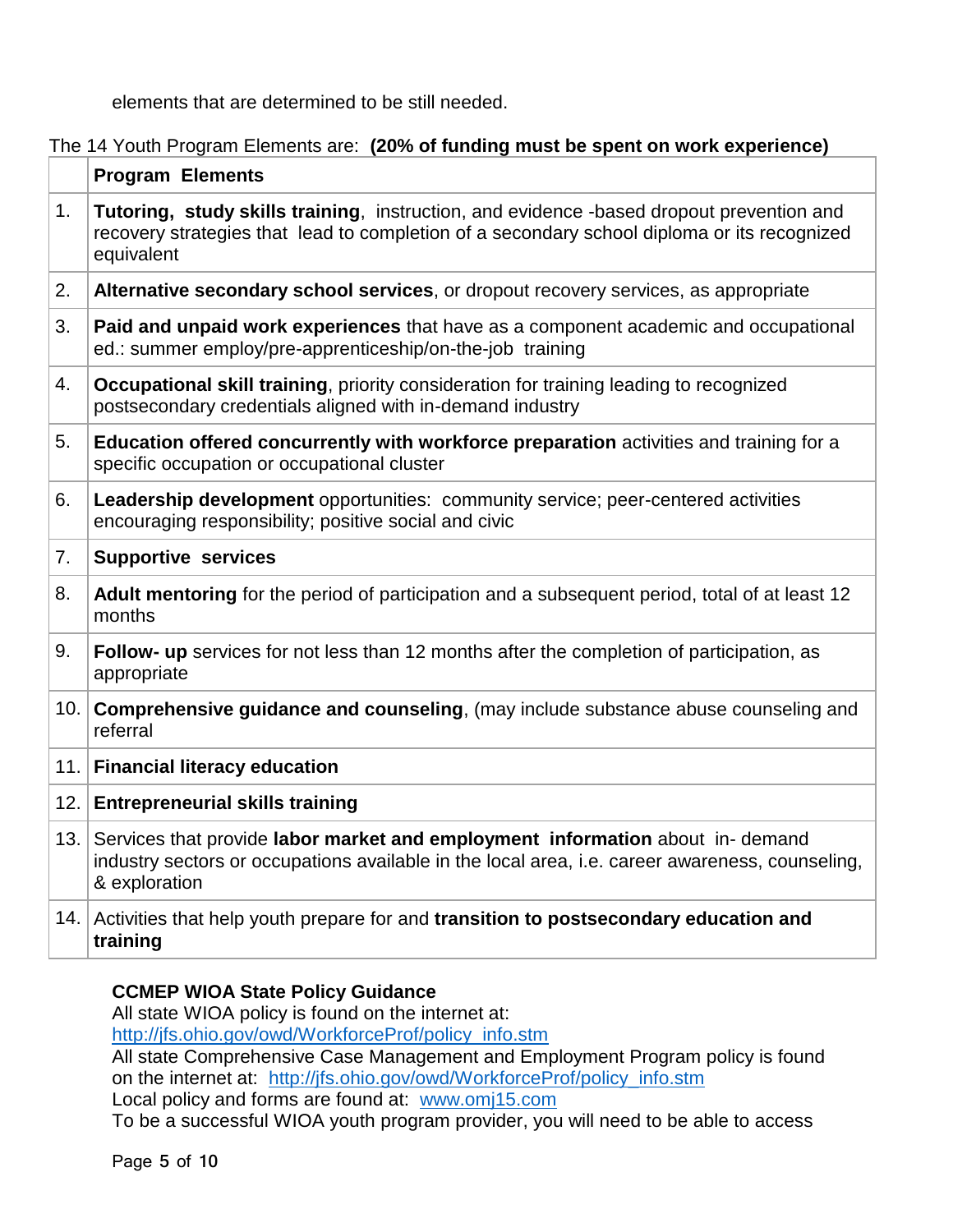elements that are determined to be still needed.

The 14 Youth Program Elements are: **(20% of funding must be spent on work experience)**

| | Program Elements |
|---|---|
| 1. | **Tutoring, study skills training**, instruction, and evidence -based dropout prevention and recovery strategies that lead to completion of a secondary school diploma or its recognized equivalent |
| 2. | **Alternative secondary school services**, or dropout recovery services, as appropriate |
| 3. | **Paid and unpaid work experiences** that have as a component academic and occupational ed.: summer employ/pre-apprenticeship/on-the-job training |
| 4. | **Occupational skill training**, priority consideration for training leading to recognized postsecondary credentials aligned with in-demand industry |
| 5. | **Education offered concurrently with workforce preparation** activities and training for a specific occupation or occupational cluster |
| 6. | **Leadership development** opportunities: community service; peer-centered activities encouraging responsibility; positive social and civic |
| 7. | **Supportive services** |
| 8. | **Adult mentoring** for the period of participation and a subsequent period, total of at least 12 months |
| 9. | **Follow- up** services for not less than 12 months after the completion of participation, as appropriate |
| 10. | **Comprehensive guidance and counseling**, (may include substance abuse counseling and referral |
| 11. | **Financial literacy education** |
| 12. | **Entrepreneurial skills training** |
| 13. | Services that provide **labor market and employment information** about in- demand industry sectors or occupations available in the local area, i.e. career awareness, counseling, & exploration |
| 14. | Activities that help youth prepare for and **transition to postsecondary education and training** |

**CCMEP WIOA State Policy Guidance**

All state WIOA policy is found on the internet at:
http://jfs.ohio.gov/owd/WorkforceProf/policy_info.stm

All state Comprehensive Case Management and Employment Program policy is found on the internet at: http://jfs.ohio.gov/owd/WorkforceProf/policy_info.stm

Local policy and forms are found at: www.omj15.com

To be a successful WIOA youth program provider, you will need to be able to access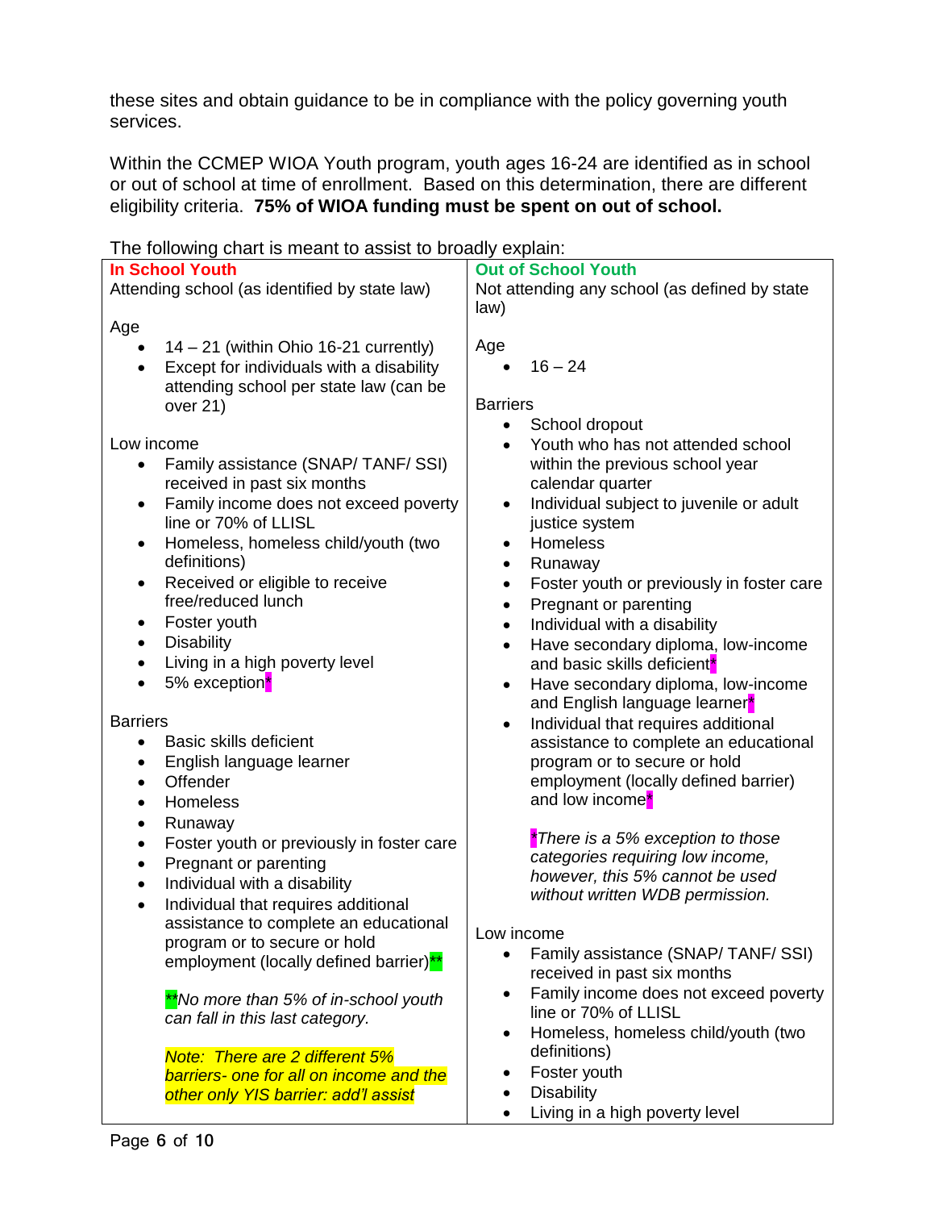these sites and obtain guidance to be in compliance with the policy governing youth services.

Within the CCMEP WIOA Youth program, youth ages 16-24 are identified as in school or out of school at time of enrollment. Based on this determination, there are different eligibility criteria. **75% of WIOA funding must be spent on out of school.**

The following chart is meant to assist to broadly explain:

| **In School Youth** | **Out of School Youth** |
|---|---|
| Attending school (as identified by state law)<br><br>Age<br>• 14 – 21 (within Ohio 16-21 currently)<br>• Except for individuals with a disability attending school per state law (can be over 21)<br><br>Low income<br>• Family assistance (SNAP/ TANF/ SSI) received in past six months<br>• Family income does not exceed poverty line or 70% of LLISL<br>• Homeless, homeless child/youth (two definitions)<br>• Received or eligible to receive free/reduced lunch<br>• Foster youth<br>• Disability<br>• Living in a high poverty level<br>• 5% exception*<br><br>Barriers<br>• Basic skills deficient<br>• English language learner<br>• Offender<br>• Homeless<br>• Runaway<br>• Foster youth or previously in foster care<br>• Pregnant or parenting<br>• Individual with a disability<br>• Individual that requires additional assistance to complete an educational program or to secure or hold employment (locally defined barrier)**<br><br>*\*\*No more than 5% of in-school youth can fall in this last category.*<br><br>*Note: There are 2 different 5% barriers- one for all on income and the other only YIS barrier: add'l assist* | Not attending any school (as defined by state law)<br><br>Age<br>• 16 – 24<br><br>Barriers<br>• School dropout<br>• Youth who has not attended school within the previous school year calendar quarter<br>• Individual subject to juvenile or adult justice system<br>• Homeless<br>• Runaway<br>• Foster youth or previously in foster care<br>• Pregnant or parenting<br>• Individual with a disability<br>• Have secondary diploma, low-income and basic skills deficient*<br>• Have secondary diploma, low-income and English language learner*<br>• Individual that requires additional assistance to complete an educational program or to secure or hold employment (locally defined barrier) and low income*<br><br>*\*There is a 5% exception to those categories requiring low income, however, this 5% cannot be used without written WDB permission.*<br><br>Low income<br>• Family assistance (SNAP/ TANF/ SSI) received in past six months<br>• Family income does not exceed poverty line or 70% of LLISL<br>• Homeless, homeless child/youth (two definitions)<br>• Foster youth<br>• Disability<br>• Living in a high poverty level |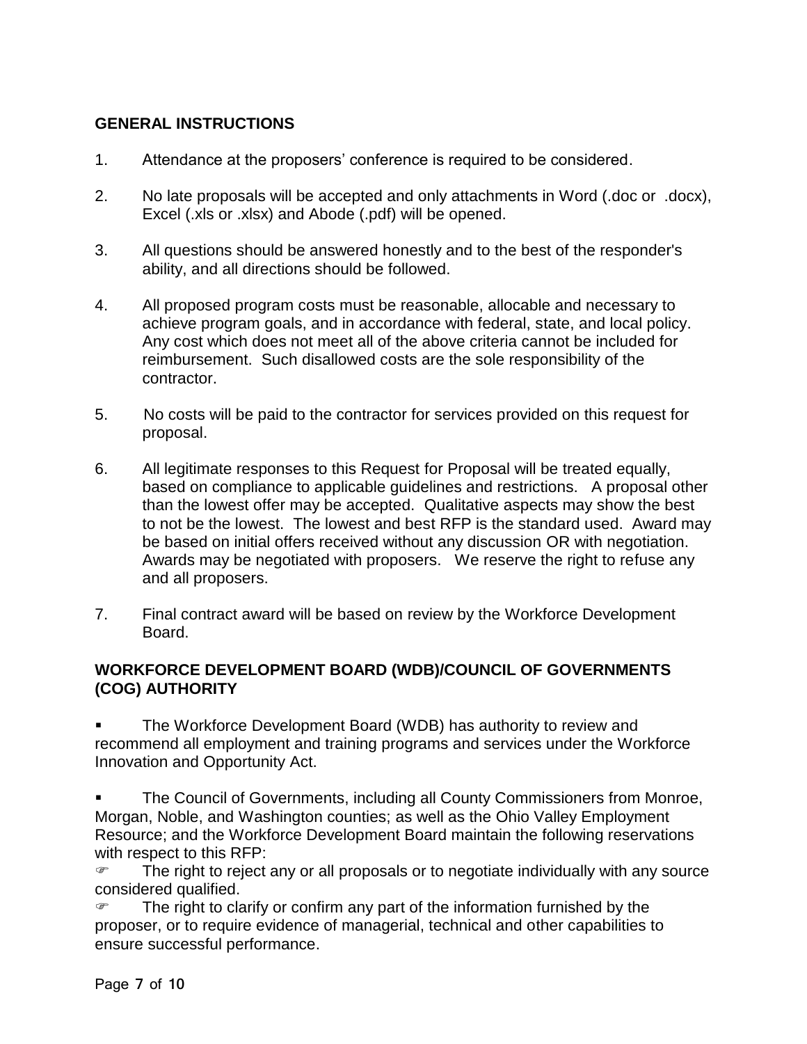## GENERAL INSTRUCTIONS

1. Attendance at the proposers' conference is required to be considered.

2. No late proposals will be accepted and only attachments in Word (.doc or .docx), Excel (.xls or .xlsx) and Abode (.pdf) will be opened.

3. All questions should be answered honestly and to the best of the responder's ability, and all directions should be followed.

4. All proposed program costs must be reasonable, allocable and necessary to achieve program goals, and in accordance with federal, state, and local policy. Any cost which does not meet all of the above criteria cannot be included for reimbursement. Such disallowed costs are the sole responsibility of the contractor.

5. No costs will be paid to the contractor for services provided on this request for proposal.

6. All legitimate responses to this Request for Proposal will be treated equally, based on compliance to applicable guidelines and restrictions. A proposal other than the lowest offer may be accepted. Qualitative aspects may show the best to not be the lowest. The lowest and best RFP is the standard used. Award may be based on initial offers received without any discussion OR with negotiation. Awards may be negotiated with proposers. We reserve the right to refuse any and all proposers.

7. Final contract award will be based on review by the Workforce Development Board.

## WORKFORCE DEVELOPMENT BOARD (WDB)/COUNCIL OF GOVERNMENTS (COG) AUTHORITY

- The Workforce Development Board (WDB) has authority to review and recommend all employment and training programs and services under the Workforce Innovation and Opportunity Act.

- The Council of Governments, including all County Commissioners from Monroe, Morgan, Noble, and Washington counties; as well as the Ohio Valley Employment Resource; and the Workforce Development Board maintain the following reservations with respect to this RFP:
  - The right to reject any or all proposals or to negotiate individually with any source considered qualified.
  - The right to clarify or confirm any part of the information furnished by the proposer, or to require evidence of managerial, technical and other capabilities to ensure successful performance.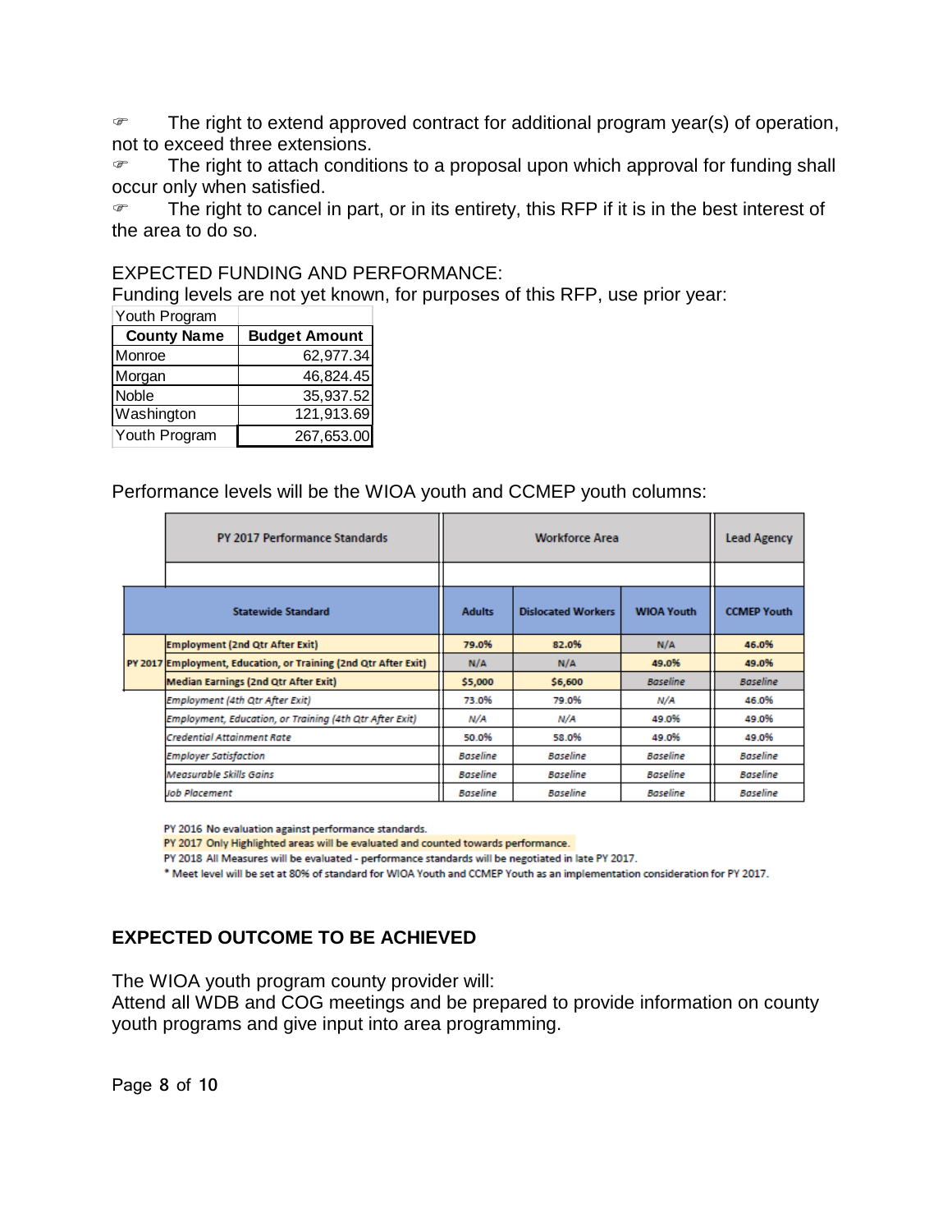☞ The right to extend approved contract for additional program year(s) of operation, not to exceed three extensions.

☞ The right to attach conditions to a proposal upon which approval for funding shall occur only when satisfied.

☞ The right to cancel in part, or in its entirety, this RFP if it is in the best interest of the area to do so.

EXPECTED FUNDING AND PERFORMANCE:

Funding levels are not yet known, for purposes of this RFP, use prior year:

| Youth Program | |
|---|---|
| **County Name** | **Budget Amount** |
| Monroe | 62,977.34 |
| Morgan | 46,824.45 |
| Noble | 35,937.52 |
| Washington | 121,913.69 |
| Youth Program | 267,653.00 |

Performance levels will be the WIOA youth and CCMEP youth columns:

| | PY 2017 Performance Standards | Workforce Area | | | Lead Agency |
|---|---|---|---|---|---|
| | Statewide Standard | Adults | Dislocated Workers | WIOA Youth | CCMEP Youth |
| PY 2017 | Employment (2nd Qtr After Exit) | 79.0% | 82.0% | N/A | 46.0% |
| | Employment, Education, or Training (2nd Qtr After Exit) | N/A | N/A | 49.0% | 49.0% |
| | Median Earnings (2nd Qtr After Exit) | $5,000 | $6,600 | Baseline | Baseline |
| | *Employment (4th Qtr After Exit)* | 73.0% | 79.0% | N/A | 46.0% |
| | *Employment, Education, or Training (4th Qtr After Exit)* | N/A | N/A | 49.0% | 49.0% |
| | *Credential Attainment Rate* | 50.0% | 58.0% | 49.0% | 49.0% |
| | *Employer Satisfaction* | Baseline | Baseline | Baseline | Baseline |
| | *Measurable Skills Gains* | Baseline | Baseline | Baseline | Baseline |
| | *Job Placement* | Baseline | Baseline | Baseline | Baseline |

PY 2016 No evaluation against performance standards.

PY 2017 Only Highlighted areas will be evaluated and counted towards performance.

PY 2018 All Measures will be evaluated - performance standards will be negotiated in late PY 2017.

\* Meet level will be set at 80% of standard for WIOA Youth and CCMEP Youth as an implementation consideration for PY 2017.

**EXPECTED OUTCOME TO BE ACHIEVED**

The WIOA youth program county provider will:

Attend all WDB and COG meetings and be prepared to provide information on county youth programs and give input into area programming.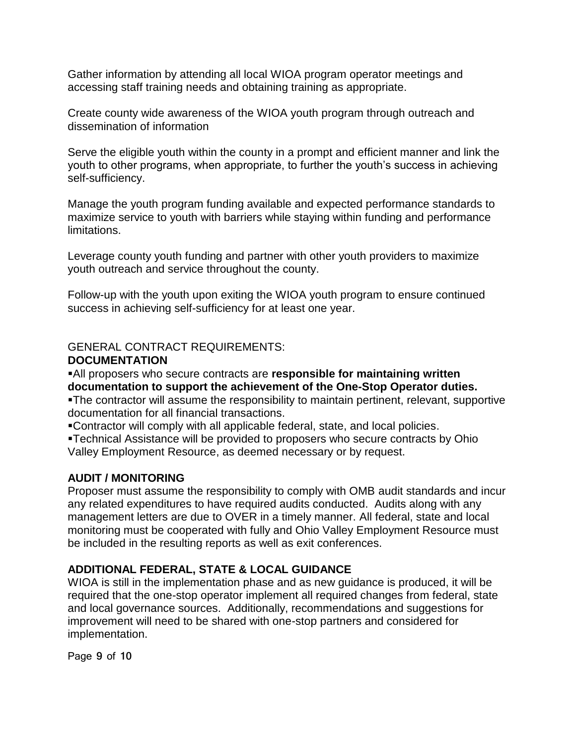Gather information by attending all local WIOA program operator meetings and accessing staff training needs and obtaining training as appropriate.

Create county wide awareness of the WIOA youth program through outreach and dissemination of information

Serve the eligible youth within the county in a prompt and efficient manner and link the youth to other programs, when appropriate, to further the youth's success in achieving self-sufficiency.

Manage the youth program funding available and expected performance standards to maximize service to youth with barriers while staying within funding and performance limitations.

Leverage county youth funding and partner with other youth providers to maximize youth outreach and service throughout the county.

Follow-up with the youth upon exiting the WIOA youth program to ensure continued success in achieving self-sufficiency for at least one year.

GENERAL CONTRACT REQUIREMENTS:

**DOCUMENTATION**

- All proposers who secure contracts are **responsible for maintaining written documentation to support the achievement of the One-Stop Operator duties.**
- The contractor will assume the responsibility to maintain pertinent, relevant, supportive documentation for all financial transactions.
- Contractor will comply with all applicable federal, state, and local policies.
- Technical Assistance will be provided to proposers who secure contracts by Ohio Valley Employment Resource, as deemed necessary or by request.

**AUDIT / MONITORING**

Proposer must assume the responsibility to comply with OMB audit standards and incur any related expenditures to have required audits conducted. Audits along with any management letters are due to OVER in a timely manner. All federal, state and local monitoring must be cooperated with fully and Ohio Valley Employment Resource must be included in the resulting reports as well as exit conferences.

**ADDITIONAL FEDERAL, STATE & LOCAL GUIDANCE**

WIOA is still in the implementation phase and as new guidance is produced, it will be required that the one-stop operator implement all required changes from federal, state and local governance sources. Additionally, recommendations and suggestions for improvement will need to be shared with one-stop partners and considered for implementation.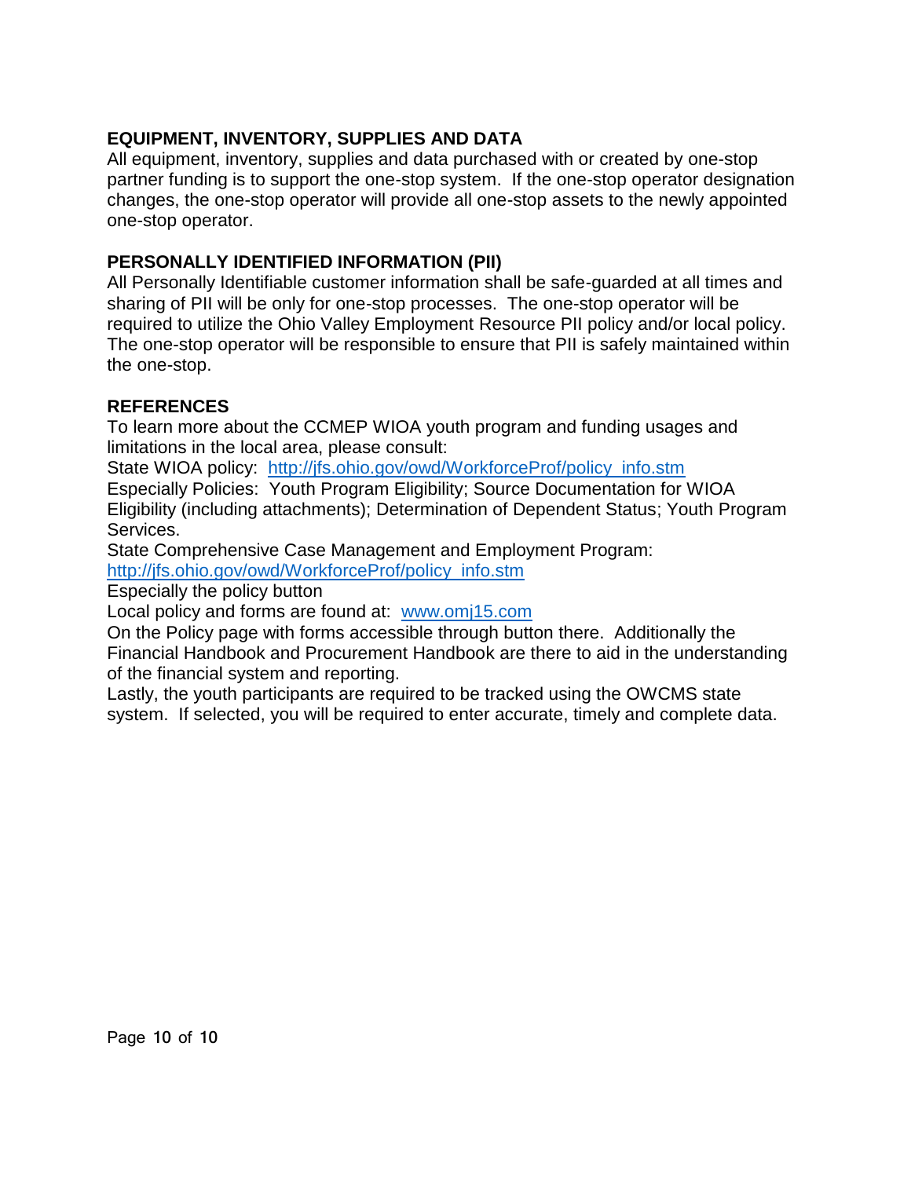**EQUIPMENT, INVENTORY, SUPPLIES AND DATA**

All equipment, inventory, supplies and data purchased with or created by one-stop partner funding is to support the one-stop system. If the one-stop operator designation changes, the one-stop operator will provide all one-stop assets to the newly appointed one-stop operator.

**PERSONALLY IDENTIFIED INFORMATION (PII)**

All Personally Identifiable customer information shall be safe-guarded at all times and sharing of PII will be only for one-stop processes. The one-stop operator will be required to utilize the Ohio Valley Employment Resource PII policy and/or local policy. The one-stop operator will be responsible to ensure that PII is safely maintained within the one-stop.

**REFERENCES**

To learn more about the CCMEP WIOA youth program and funding usages and limitations in the local area, please consult:

State WIOA policy: http://jfs.ohio.gov/owd/WorkforceProf/policy_info.stm

Especially Policies: Youth Program Eligibility; Source Documentation for WIOA Eligibility (including attachments); Determination of Dependent Status; Youth Program Services.

State Comprehensive Case Management and Employment Program: http://jfs.ohio.gov/owd/WorkforceProf/policy_info.stm

Especially the policy button

Local policy and forms are found at: www.omj15.com

On the Policy page with forms accessible through button there. Additionally the Financial Handbook and Procurement Handbook are there to aid in the understanding of the financial system and reporting.

Lastly, the youth participants are required to be tracked using the OWCMS state system. If selected, you will be required to enter accurate, timely and complete data.